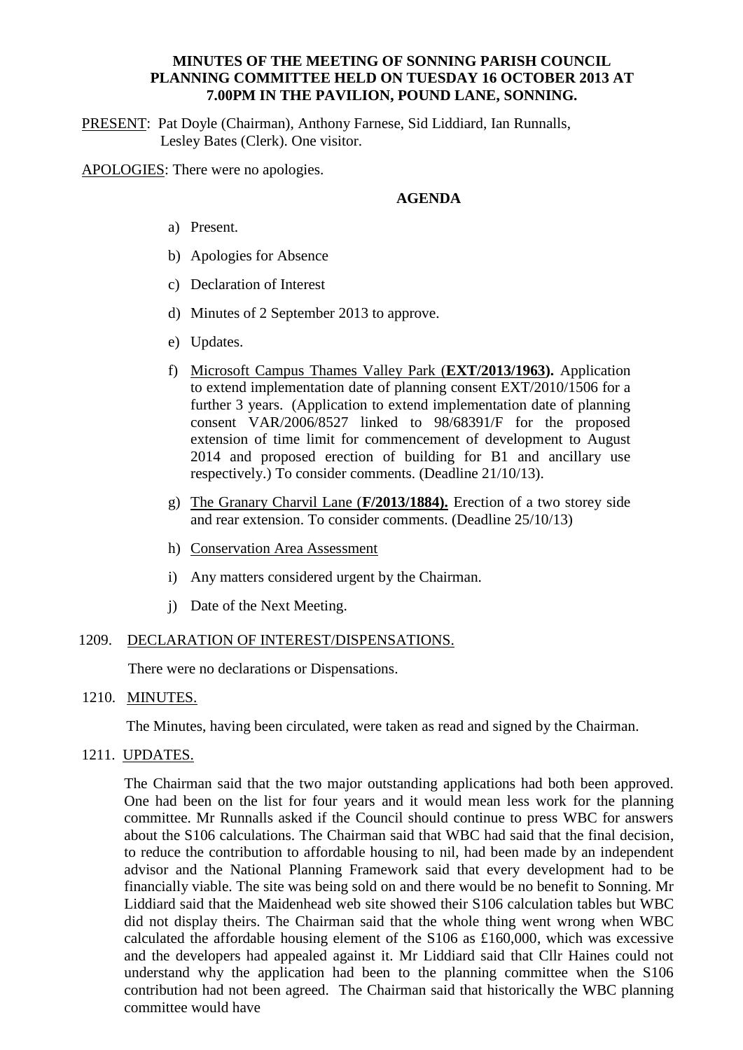**MINUTES OF THE MEETING OF SONNING PARISH COUNCIL PLANNING COMMITTEE HELD ON TUESDAY 16 OCTOBER 2013 AT 7.00PM IN THE PAVILION, POUND LANE, SONNING.**

PRESENT: Pat Doyle (Chairman), Anthony Farnese, Sid Liddiard, Ian Runnalls, Lesley Bates (Clerk). One visitor.

APOLOGIES: There were no apologies.

**AGENDA**

a) Present.

b) Apologies for Absence

c) Declaration of Interest

d) Minutes of 2 September 2013 to approve.

e) Updates.

f) Microsoft Campus Thames Valley Park (**EXT/2013/1963).** Application to extend implementation date of planning consent EXT/2010/1506 for a further 3 years. (Application to extend implementation date of planning consent VAR/2006/8527 linked to 98/68391/F for the proposed extension of time limit for commencement of development to August 2014 and proposed erection of building for B1 and ancillary use respectively.) To consider comments. (Deadline 21/10/13).

g) The Granary Charvil Lane (**F/2013/1884).** Erection of a two storey side and rear extension. To consider comments. (Deadline 25/10/13)

h) Conservation Area Assessment

i) Any matters considered urgent by the Chairman.

j) Date of the Next Meeting.

1209. DECLARATION OF INTEREST/DISPENSATIONS.

There were no declarations or Dispensations.

1210. MINUTES.

The Minutes, having been circulated, were taken as read and signed by the Chairman.

1211. UPDATES.

The Chairman said that the two major outstanding applications had both been approved. One had been on the list for four years and it would mean less work for the planning committee. Mr Runnalls asked if the Council should continue to press WBC for answers about the S106 calculations. The Chairman said that WBC had said that the final decision, to reduce the contribution to affordable housing to nil, had been made by an independent advisor and the National Planning Framework said that every development had to be financially viable. The site was being sold on and there would be no benefit to Sonning. Mr Liddiard said that the Maidenhead web site showed their S106 calculation tables but WBC did not display theirs. The Chairman said that the whole thing went wrong when WBC calculated the affordable housing element of the S106 as £160,000, which was excessive and the developers had appealed against it. Mr Liddiard said that Cllr Haines could not understand why the application had been to the planning committee when the S106 contribution had not been agreed. The Chairman said that historically the WBC planning committee would have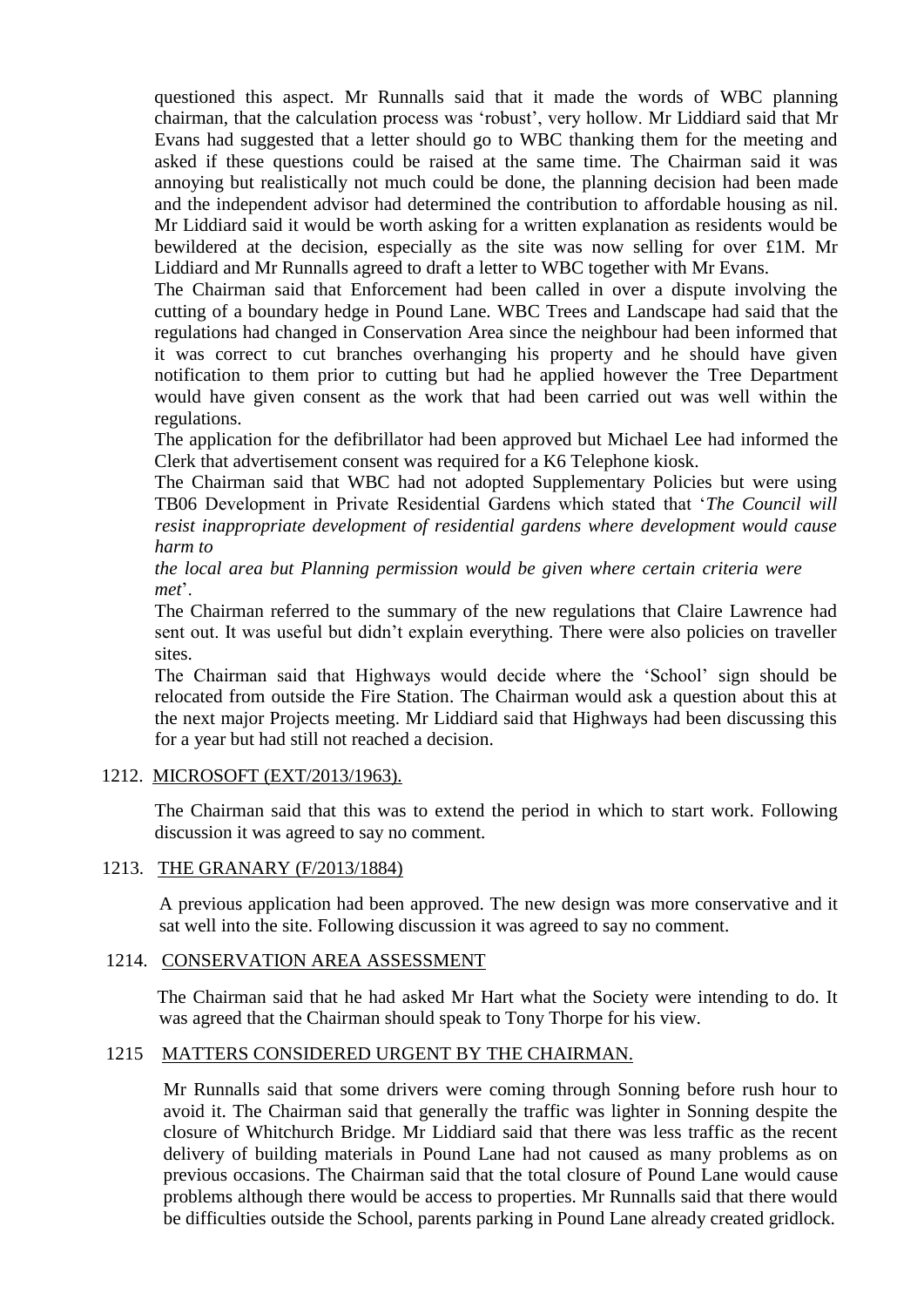questioned this aspect. Mr Runnalls said that it made the words of WBC planning chairman, that the calculation process was 'robust', very hollow. Mr Liddiard said that Mr Evans had suggested that a letter should go to WBC thanking them for the meeting and asked if these questions could be raised at the same time. The Chairman said it was annoying but realistically not much could be done, the planning decision had been made and the independent advisor had determined the contribution to affordable housing as nil. Mr Liddiard said it would be worth asking for a written explanation as residents would be bewildered at the decision, especially as the site was now selling for over £1M. Mr Liddiard and Mr Runnalls agreed to draft a letter to WBC together with Mr Evans.

The Chairman said that Enforcement had been called in over a dispute involving the cutting of a boundary hedge in Pound Lane. WBC Trees and Landscape had said that the regulations had changed in Conservation Area since the neighbour had been informed that it was correct to cut branches overhanging his property and he should have given notification to them prior to cutting but had he applied however the Tree Department would have given consent as the work that had been carried out was well within the regulations.

The application for the defibrillator had been approved but Michael Lee had informed the Clerk that advertisement consent was required for a K6 Telephone kiosk.

The Chairman said that WBC had not adopted Supplementary Policies but were using TB06 Development in Private Residential Gardens which stated that '*The Council will resist inappropriate development of residential gardens where development would cause harm to the local area but Planning permission would be given where certain criteria were met*'.

The Chairman referred to the summary of the new regulations that Claire Lawrence had sent out. It was useful but didn't explain everything. There were also policies on traveller sites.

The Chairman said that Highways would decide where the 'School' sign should be relocated from outside the Fire Station. The Chairman would ask a question about this at the next major Projects meeting. Mr Liddiard said that Highways had been discussing this for a year but had still not reached a decision.

1212. MICROSOFT (EXT/2013/1963).

The Chairman said that this was to extend the period in which to start work. Following discussion it was agreed to say no comment.

1213. THE GRANARY (F/2013/1884)

A previous application had been approved. The new design was more conservative and it sat well into the site. Following discussion it was agreed to say no comment.

1214. CONSERVATION AREA ASSESSMENT

The Chairman said that he had asked Mr Hart what the Society were intending to do. It was agreed that the Chairman should speak to Tony Thorpe for his view.

1215 MATTERS CONSIDERED URGENT BY THE CHAIRMAN.

Mr Runnalls said that some drivers were coming through Sonning before rush hour to avoid it. The Chairman said that generally the traffic was lighter in Sonning despite the closure of Whitchurch Bridge. Mr Liddiard said that there was less traffic as the recent delivery of building materials in Pound Lane had not caused as many problems as on previous occasions. The Chairman said that the total closure of Pound Lane would cause problems although there would be access to properties. Mr Runnalls said that there would be difficulties outside the School, parents parking in Pound Lane already created gridlock.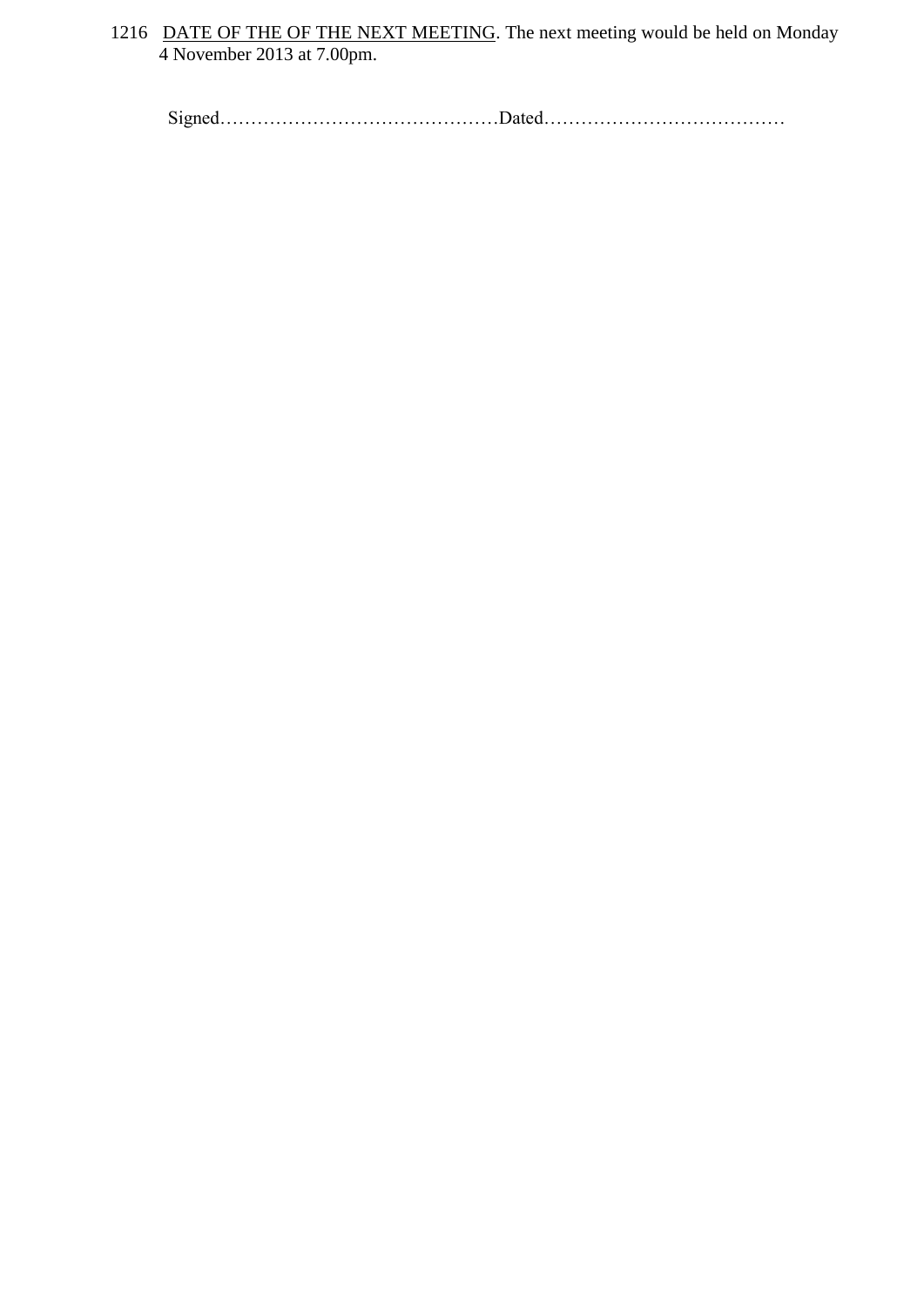1216 DATE OF THE OF THE NEXT MEETING. The next meeting would be held on Monday 4 November 2013 at 7.00pm.

Signed………………………………………Dated…………………………………